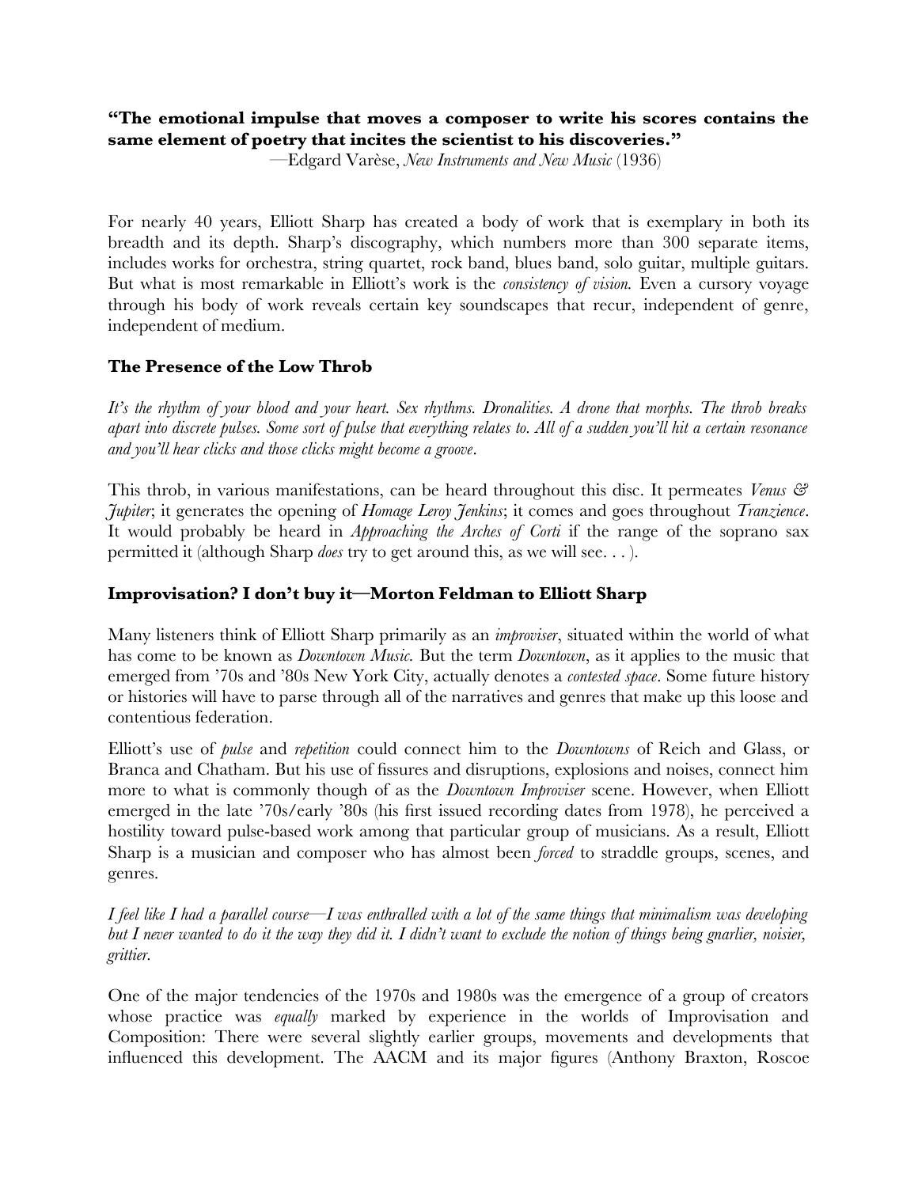**"The emotional impulse that moves a composer to write his scores contains the same element of poetry that incites the scientist to his discoveries."**

—Edgard Varèse, *New Instruments and New Music* (1936)

For nearly 40 years, Elliott Sharp has created a body of work that is exemplary in both its breadth and its depth. Sharp's discography, which numbers more than 300 separate items, includes works for orchestra, string quartet, rock band, blues band, solo guitar, multiple guitars. But what is most remarkable in Elliott's work is the *consistency of vision.* Even a cursory voyage through his body of work reveals certain key soundscapes that recur, independent of genre, independent of medium.

### The Presence of the Low Throb

*It's the rhythm of your blood and your heart. Sex rhythms. Dronalities. A drone that morphs. The throb breaks apart into discrete pulses. Some sort of pulse that everything relates to. All of a sudden you'll hit a certain resonance and you'll hear clicks and those clicks might become a groove*.

This throb, in various manifestations, can be heard throughout this disc. It permeates *Venus & Jupiter*; it generates the opening of *Homage Leroy Jenkins*; it comes and goes throughout *Tranzience*. It would probably be heard in *Approaching the Arches of Corti* if the range of the soprano sax permitted it (although Sharp *does* try to get around this, as we will see. . . ).

### Improvisation? I don't buy it—Morton Feldman to Elliott Sharp

Many listeners think of Elliott Sharp primarily as an *improviser*, situated within the world of what has come to be known as *Downtown Music.* But the term *Downtown*, as it applies to the music that emerged from '70s and '80s New York City, actually denotes a *contested space*. Some future history or histories will have to parse through all of the narratives and genres that make up this loose and contentious federation.

Elliott's use of *pulse* and *repetition* could connect him to the *Downtowns* of Reich and Glass, or Branca and Chatham. But his use of fissures and disruptions, explosions and noises, connect him more to what is commonly though of as the *Downtown Improviser* scene. However, when Elliott emerged in the late '70s/early '80s (his first issued recording dates from 1978), he perceived a hostility toward pulse-based work among that particular group of musicians. As a result, Elliott Sharp is a musician and composer who has almost been *forced* to straddle groups, scenes, and genres.

*I feel like I had a parallel course—I was enthralled with a lot of the same things that minimalism was developing but I never wanted to do it the way they did it. I didn't want to exclude the notion of things being gnarlier, noisier, grittier.*

One of the major tendencies of the 1970s and 1980s was the emergence of a group of creators whose practice was *equally* marked by experience in the worlds of Improvisation and Composition: There were several slightly earlier groups, movements and developments that influenced this development. The AACM and its major figures (Anthony Braxton, Roscoe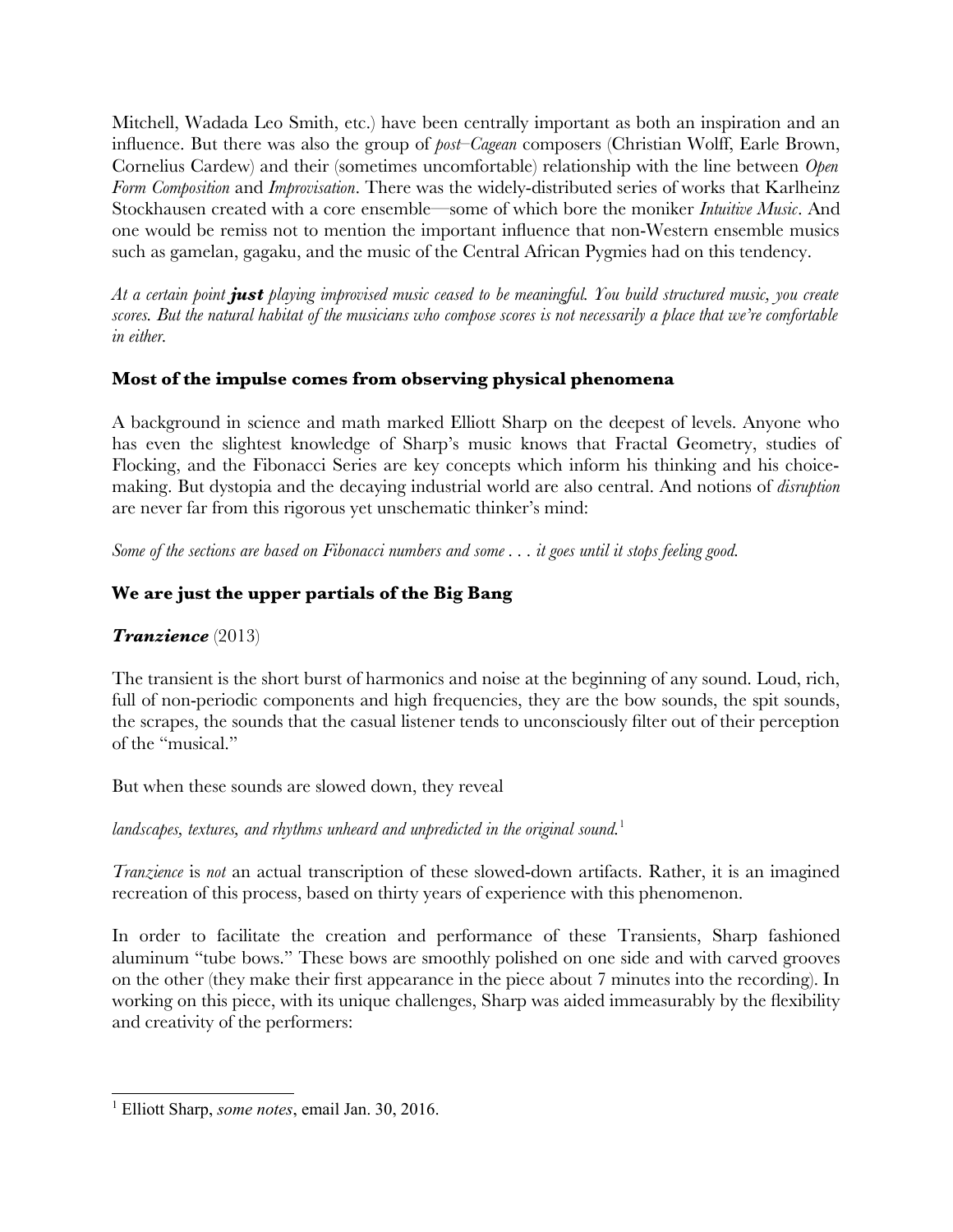Mitchell, Wadada Leo Smith, etc.) have been centrally important as both an inspiration and an influence. But there was also the group of *post–Cagean* composers (Christian Wolff, Earle Brown, Cornelius Cardew) and their (sometimes uncomfortable) relationship with the line between *Open Form Composition* and *Improvisation*. There was the widely-distributed series of works that Karlheinz Stockhausen created with a core ensemble—some of which bore the moniker *Intuitive Music*. And one would be remiss not to mention the important influence that non-Western ensemble musics such as gamelan, gagaku, and the music of the Central African Pygmies had on this tendency.

*At a certain point* ***just*** *playing improvised music ceased to be meaningful. You build structured music, you create scores. But the natural habitat of the musicians who compose scores is not necessarily a place that we're comfortable in either.*

### Most of the impulse comes from observing physical phenomena

A background in science and math marked Elliott Sharp on the deepest of levels. Anyone who has even the slightest knowledge of Sharp's music knows that Fractal Geometry, studies of Flocking, and the Fibonacci Series are key concepts which inform his thinking and his choice-making. But dystopia and the decaying industrial world are also central. And notions of *disruption* are never far from this rigorous yet unschematic thinker's mind:

*Some of the sections are based on Fibonacci numbers and some . . . it goes until it stops feeling good.*

### We are just the upper partials of the Big Bang

### *Tranzience* (2013)

The transient is the short burst of harmonics and noise at the beginning of any sound. Loud, rich, full of non-periodic components and high frequencies, they are the bow sounds, the spit sounds, the scrapes, the sounds that the casual listener tends to unconsciously filter out of their perception of the "musical."

But when these sounds are slowed down, they reveal

*landscapes, textures, and rhythms unheard and unpredicted in the original sound.*[1]

*Tranzience* is *not* an actual transcription of these slowed-down artifacts. Rather, it is an imagined recreation of this process, based on thirty years of experience with this phenomenon.

In order to facilitate the creation and performance of these Transients, Sharp fashioned aluminum "tube bows." These bows are smoothly polished on one side and with carved grooves on the other (they make their first appearance in the piece about 7 minutes into the recording). In working on this piece, with its unique challenges, Sharp was aided immeasurably by the flexibility and creativity of the performers:

---

[1] Elliott Sharp, *some notes*, email Jan. 30, 2016.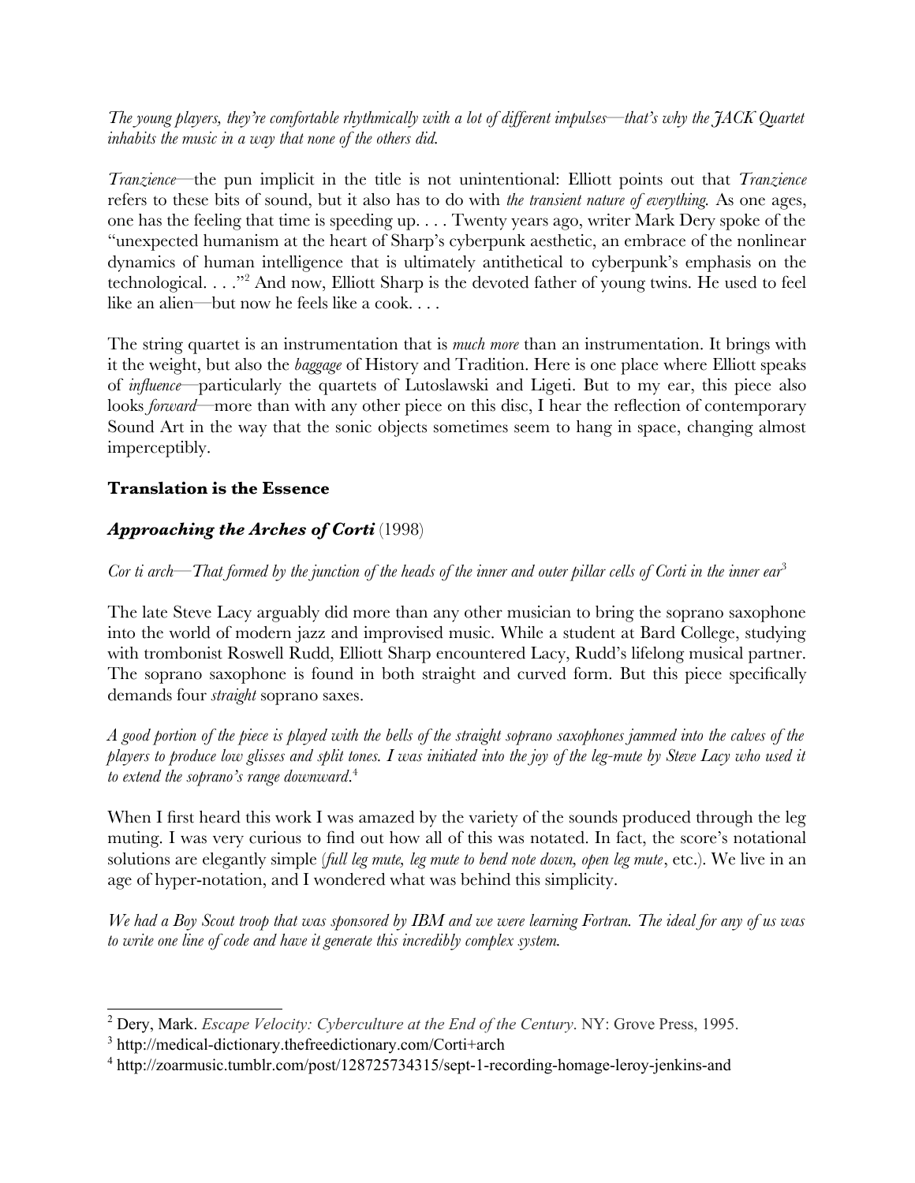*The young players, they're comfortable rhythmically with a lot of different impulses—that's why the JACK Quartet inhabits the music in a way that none of the others did.*

*Tranzience*—the pun implicit in the title is not unintentional: Elliott points out that *Tranzience* refers to these bits of sound, but it also has to do with *the transient nature of everything.* As one ages, one has the feeling that time is speeding up. . . . Twenty years ago, writer Mark Dery spoke of the "unexpected humanism at the heart of Sharp's cyberpunk aesthetic, an embrace of the nonlinear dynamics of human intelligence that is ultimately antithetical to cyberpunk's emphasis on the technological. . . ."[2] And now, Elliott Sharp is the devoted father of young twins. He used to feel like an alien—but now he feels like a cook. . . .

The string quartet is an instrumentation that is *much more* than an instrumentation. It brings with it the weight, but also the *baggage* of History and Tradition. Here is one place where Elliott speaks of *influence*—particularly the quartets of Lutoslawski and Ligeti. But to my ear, this piece also looks *forward*—more than with any other piece on this disc, I hear the reflection of contemporary Sound Art in the way that the sonic objects sometimes seem to hang in space, changing almost imperceptibly.

### Translation is the Essence

### *Approaching the Arches of Corti* (1998)

*Cor ti arch—That formed by the junction of the heads of the inner and outer pillar cells of Corti in the inner ear*[3]

The late Steve Lacy arguably did more than any other musician to bring the soprano saxophone into the world of modern jazz and improvised music. While a student at Bard College, studying with trombonist Roswell Rudd, Elliott Sharp encountered Lacy, Rudd's lifelong musical partner. The soprano saxophone is found in both straight and curved form. But this piece specifically demands four *straight* soprano saxes.

*A good portion of the piece is played with the bells of the straight soprano saxophones jammed into the calves of the players to produce low glisses and split tones. I was initiated into the joy of the leg-mute by Steve Lacy who used it to extend the soprano's range downward.*[4]

When I first heard this work I was amazed by the variety of the sounds produced through the leg muting. I was very curious to find out how all of this was notated. In fact, the score's notational solutions are elegantly simple (*full leg mute, leg mute to bend note down, open leg mute*, etc.). We live in an age of hyper-notation, and I wondered what was behind this simplicity.

*We had a Boy Scout troop that was sponsored by IBM and we were learning Fortran. The ideal for any of us was to write one line of code and have it generate this incredibly complex system.*

---

[2] Dery, Mark. *Escape Velocity: Cyberculture at the End of the Century*. NY: Grove Press, 1995.

[3] http://medical-dictionary.thefreedictionary.com/Corti+arch

[4] http://zoarmusic.tumblr.com/post/128725734315/sept-1-recording-homage-leroy-jenkins-and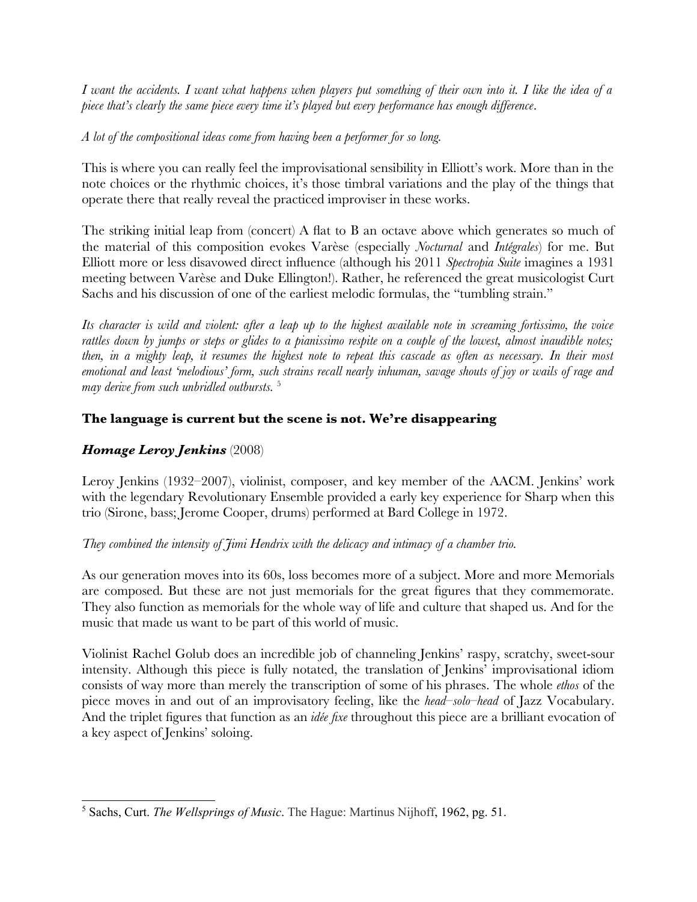*I want the accidents. I want what happens when players put something of their own into it. I like the idea of a piece that's clearly the same piece every time it's played but every performance has enough difference.*

*A lot of the compositional ideas come from having been a performer for so long.*

This is where you can really feel the improvisational sensibility in Elliott's work. More than in the note choices or the rhythmic choices, it's those timbral variations and the play of the things that operate there that really reveal the practiced improviser in these works.

The striking initial leap from (concert) A flat to B an octave above which generates so much of the material of this composition evokes Varèse (especially *Nocturnal* and *Intégrales*) for me. But Elliott more or less disavowed direct influence (although his 2011 *Spectropia Suite* imagines a 1931 meeting between Varèse and Duke Ellington!). Rather, he referenced the great musicologist Curt Sachs and his discussion of one of the earliest melodic formulas, the "tumbling strain."

*Its character is wild and violent: after a leap up to the highest available note in screaming fortissimo, the voice rattles down by jumps or steps or glides to a pianissimo respite on a couple of the lowest, almost inaudible notes; then, in a mighty leap, it resumes the highest note to repeat this cascade as often as necessary. In their most emotional and least 'melodious' form, such strains recall nearly inhuman, savage shouts of joy or wails of rage and may derive from such unbridled outbursts.* [5]

**The language is current but the scene is not. We're disappearing**

***Homage Leroy Jenkins*** (2008)

Leroy Jenkins (1932–2007), violinist, composer, and key member of the AACM. Jenkins' work with the legendary Revolutionary Ensemble provided a early key experience for Sharp when this trio (Sirone, bass; Jerome Cooper, drums) performed at Bard College in 1972.

*They combined the intensity of Jimi Hendrix with the delicacy and intimacy of a chamber trio.*

As our generation moves into its 60s, loss becomes more of a subject. More and more Memorials are composed. But these are not just memorials for the great figures that they commemorate. They also function as memorials for the whole way of life and culture that shaped us. And for the music that made us want to be part of this world of music.

Violinist Rachel Golub does an incredible job of channeling Jenkins' raspy, scratchy, sweet-sour intensity. Although this piece is fully notated, the translation of Jenkins' improvisational idiom consists of way more than merely the transcription of some of his phrases. The whole *ethos* of the piece moves in and out of an improvisatory feeling, like the *head–solo–head* of Jazz Vocabulary. And the triplet figures that function as an *idée fixe* throughout this piece are a brilliant evocation of a key aspect of Jenkins' soloing.

---

[5] Sachs, Curt. *The Wellsprings of Music*. The Hague: Martinus Nijhoff, 1962, pg. 51.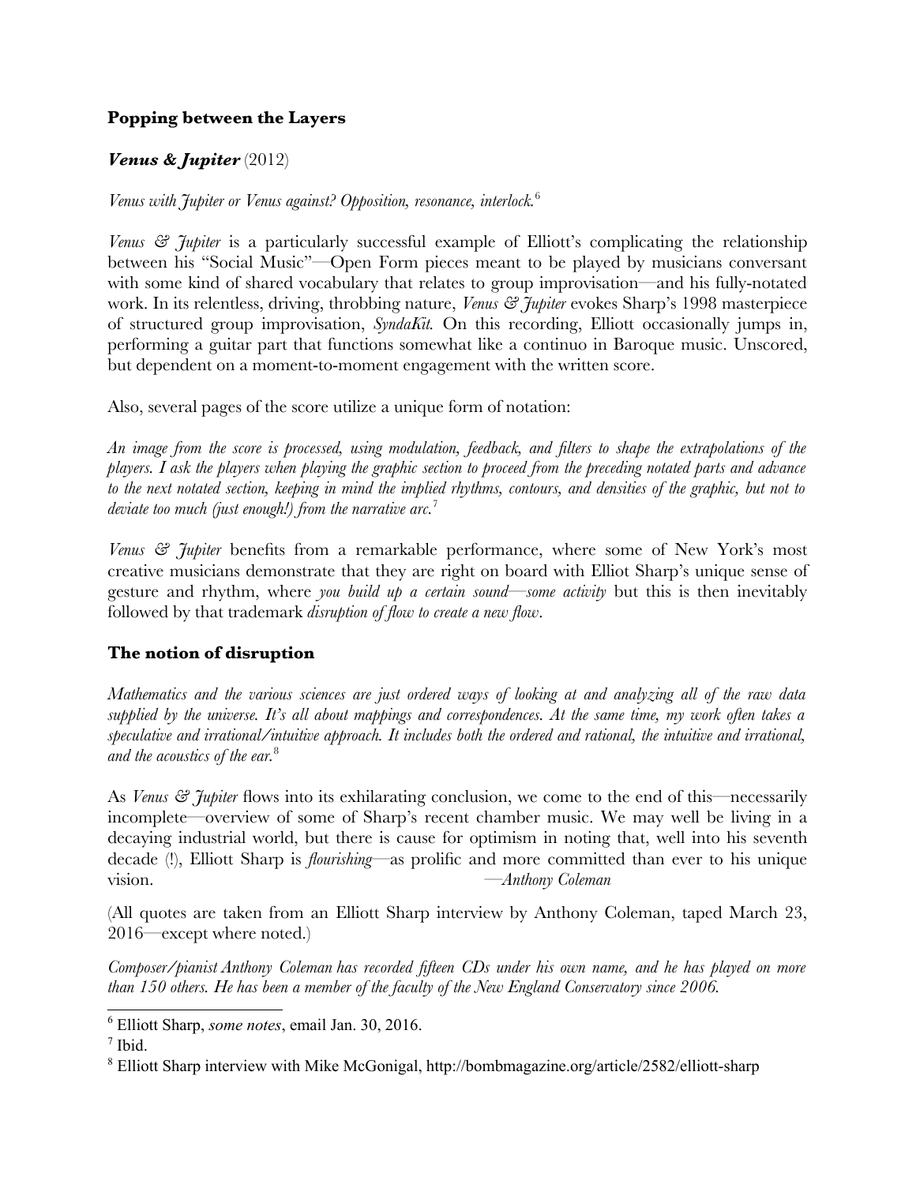## **Popping between the Layers**

### ***Venus & Jupiter*** (2012)

*Venus with Jupiter or Venus against? Opposition, resonance, interlock.*[6]

*Venus & Jupiter* is a particularly successful example of Elliott's complicating the relationship between his "Social Music"—Open Form pieces meant to be played by musicians conversant with some kind of shared vocabulary that relates to group improvisation—and his fully-notated work. In its relentless, driving, throbbing nature, *Venus & Jupiter* evokes Sharp's 1998 masterpiece of structured group improvisation, *SyndaKit.* On this recording, Elliott occasionally jumps in, performing a guitar part that functions somewhat like a continuo in Baroque music. Unscored, but dependent on a moment-to-moment engagement with the written score.

Also, several pages of the score utilize a unique form of notation:

*An image from the score is processed, using modulation, feedback, and filters to shape the extrapolations of the players. I ask the players when playing the graphic section to proceed from the preceding notated parts and advance to the next notated section, keeping in mind the implied rhythms, contours, and densities of the graphic, but not to deviate too much (just enough!) from the narrative arc.*[7]

*Venus & Jupiter* benefits from a remarkable performance, where some of New York's most creative musicians demonstrate that they are right on board with Elliot Sharp's unique sense of gesture and rhythm, where *you build up a certain sound—some activity* but this is then inevitably followed by that trademark *disruption of flow to create a new flow*.

## **The notion of disruption**

*Mathematics and the various sciences are just ordered ways of looking at and analyzing all of the raw data supplied by the universe. It's all about mappings and correspondences. At the same time, my work often takes a speculative and irrational/intuitive approach. It includes both the ordered and rational, the intuitive and irrational, and the acoustics of the ear.*[8]

As *Venus & Jupiter* flows into its exhilarating conclusion, we come to the end of this—necessarily incomplete—overview of some of Sharp's recent chamber music. We may well be living in a decaying industrial world, but there is cause for optimism in noting that, well into his seventh decade (!), Elliott Sharp is *flourishing*—as prolific and more committed than ever to his unique vision. —*Anthony Coleman*

(All quotes are taken from an Elliott Sharp interview by Anthony Coleman, taped March 23, 2016—except where noted.)

*Composer/pianist Anthony Coleman has recorded fifteen CDs under his own name, and he has played on more than 150 others. He has been a member of the faculty of the New England Conservatory since 2006.*

---

[6] Elliott Sharp, *some notes*, email Jan. 30, 2016.

[7] Ibid.

[8] Elliott Sharp interview with Mike McGonigal, http://bombmagazine.org/article/2582/elliott-sharp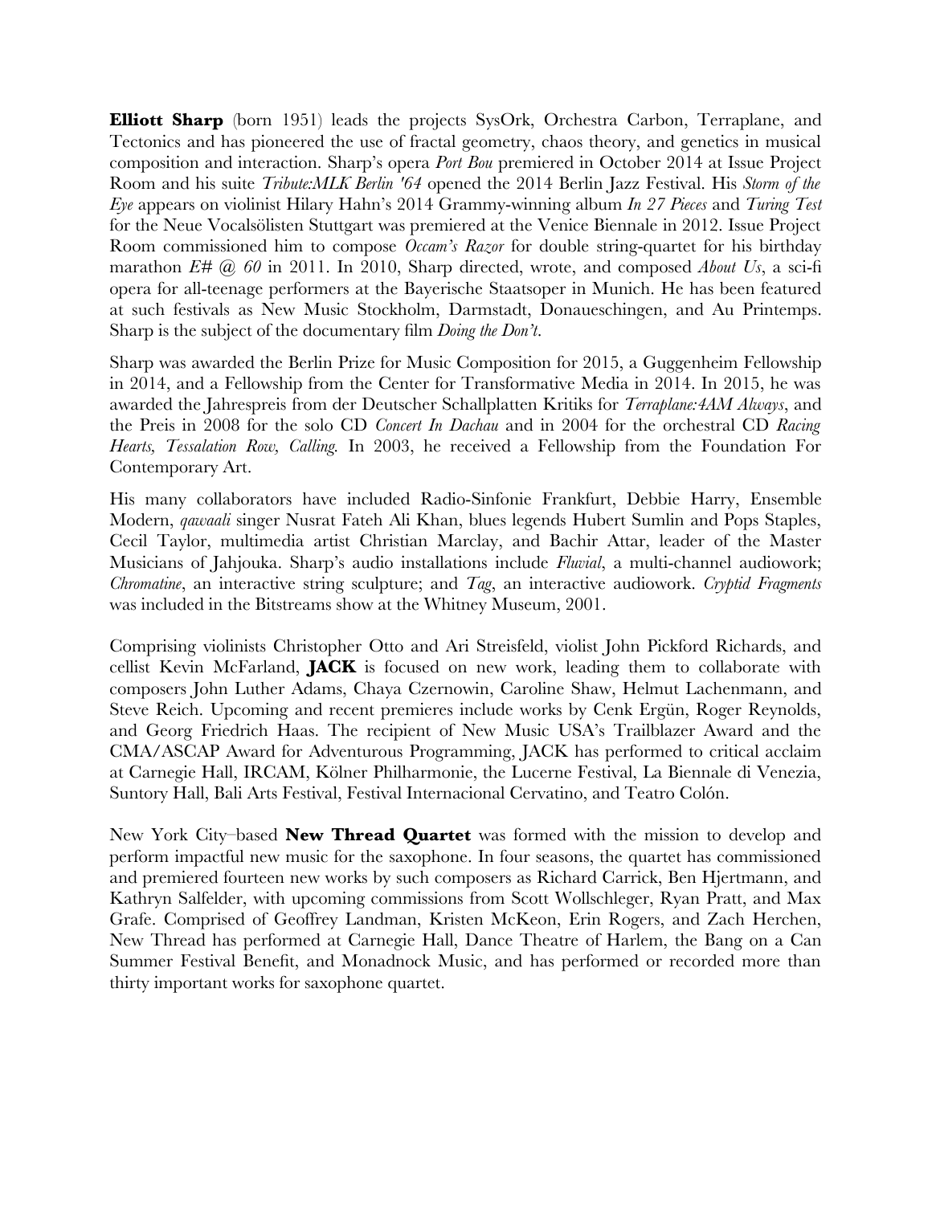**Elliott Sharp** (born 1951) leads the projects SysOrk, Orchestra Carbon, Terraplane, and Tectonics and has pioneered the use of fractal geometry, chaos theory, and genetics in musical composition and interaction. Sharp's opera *Port Bou* premiered in October 2014 at Issue Project Room and his suite *Tribute:MLK Berlin '64* opened the 2014 Berlin Jazz Festival. His *Storm of the Eye* appears on violinist Hilary Hahn's 2014 Grammy-winning album *In 27 Pieces* and *Turing Test* for the Neue Vocalsölisten Stuttgart was premiered at the Venice Biennale in 2012. Issue Project Room commissioned him to compose *Occam's Razor* for double string-quartet for his birthday marathon *E# @ 60* in 2011. In 2010, Sharp directed, wrote, and composed *About Us*, a sci-fi opera for all-teenage performers at the Bayerische Staatsoper in Munich. He has been featured at such festivals as New Music Stockholm, Darmstadt, Donaueschingen, and Au Printemps. Sharp is the subject of the documentary film *Doing the Don't*.

Sharp was awarded the Berlin Prize for Music Composition for 2015, a Guggenheim Fellowship in 2014, and a Fellowship from the Center for Transformative Media in 2014. In 2015, he was awarded the Jahrespreis from der Deutscher Schallplatten Kritiks for *Terraplane:4AM Always*, and the Preis in 2008 for the solo CD *Concert In Dachau* and in 2004 for the orchestral CD *Racing Hearts, Tessalation Row, Calling.* In 2003, he received a Fellowship from the Foundation For Contemporary Art.

His many collaborators have included Radio-Sinfonie Frankfurt, Debbie Harry, Ensemble Modern, *qawaali* singer Nusrat Fateh Ali Khan, blues legends Hubert Sumlin and Pops Staples, Cecil Taylor, multimedia artist Christian Marclay, and Bachir Attar, leader of the Master Musicians of Jahjouka. Sharp's audio installations include *Fluvial*, a multi-channel audiowork; *Chromatine*, an interactive string sculpture; and *Tag*, an interactive audiowork. *Cryptid Fragments* was included in the Bitstreams show at the Whitney Museum, 2001.

Comprising violinists Christopher Otto and Ari Streisfeld, violist John Pickford Richards, and cellist Kevin McFarland, **JACK** is focused on new work, leading them to collaborate with composers John Luther Adams, Chaya Czernowin, Caroline Shaw, Helmut Lachenmann, and Steve Reich. Upcoming and recent premieres include works by Cenk Ergün, Roger Reynolds, and Georg Friedrich Haas. The recipient of New Music USA's Trailblazer Award and the CMA/ASCAP Award for Adventurous Programming, JACK has performed to critical acclaim at Carnegie Hall, IRCAM, Kölner Philharmonie, the Lucerne Festival, La Biennale di Venezia, Suntory Hall, Bali Arts Festival, Festival Internacional Cervatino, and Teatro Colón.

New York City–based **New Thread Quartet** was formed with the mission to develop and perform impactful new music for the saxophone. In four seasons, the quartet has commissioned and premiered fourteen new works by such composers as Richard Carrick, Ben Hjertmann, and Kathryn Salfelder, with upcoming commissions from Scott Wollschleger, Ryan Pratt, and Max Grafe. Comprised of Geoffrey Landman, Kristen McKeon, Erin Rogers, and Zach Herchen, New Thread has performed at Carnegie Hall, Dance Theatre of Harlem, the Bang on a Can Summer Festival Benefit, and Monadnock Music, and has performed or recorded more than thirty important works for saxophone quartet.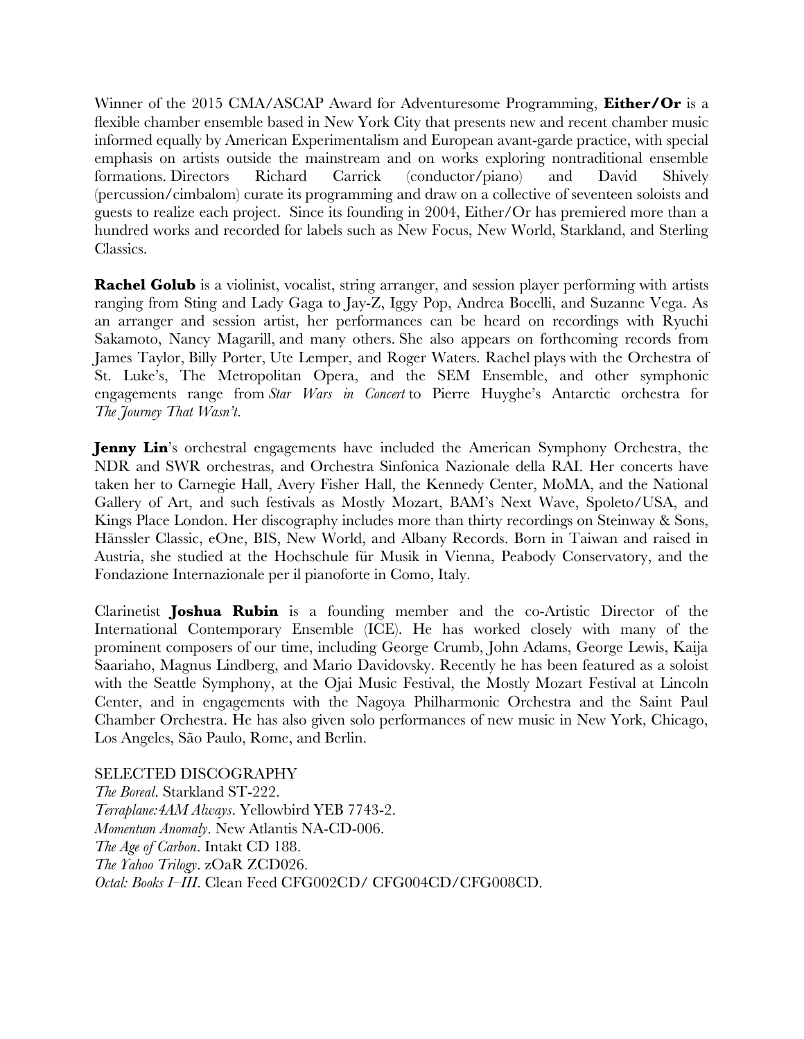Winner of the 2015 CMA/ASCAP Award for Adventuresome Programming, **Either/Or** is a flexible chamber ensemble based in New York City that presents new and recent chamber music informed equally by American Experimentalism and European avant-garde practice, with special emphasis on artists outside the mainstream and on works exploring nontraditional ensemble formations. Directors Richard Carrick (conductor/piano) and David Shively (percussion/cimbalom) curate its programming and draw on a collective of seventeen soloists and guests to realize each project. Since its founding in 2004, Either/Or has premiered more than a hundred works and recorded for labels such as New Focus, New World, Starkland, and Sterling Classics.

**Rachel Golub** is a violinist, vocalist, string arranger, and session player performing with artists ranging from Sting and Lady Gaga to Jay-Z, Iggy Pop, Andrea Bocelli, and Suzanne Vega. As an arranger and session artist, her performances can be heard on recordings with Ryuchi Sakamoto, Nancy Magarill, and many others. She also appears on forthcoming records from James Taylor, Billy Porter, Ute Lemper, and Roger Waters. Rachel plays with the Orchestra of St. Luke's, The Metropolitan Opera, and the SEM Ensemble, and other symphonic engagements range from *Star Wars in Concert* to Pierre Huyghe's Antarctic orchestra for *The Journey That Wasn't*.

**Jenny Lin**'s orchestral engagements have included the American Symphony Orchestra, the NDR and SWR orchestras, and Orchestra Sinfonica Nazionale della RAI. Her concerts have taken her to Carnegie Hall, Avery Fisher Hall, the Kennedy Center, MoMA, and the National Gallery of Art, and such festivals as Mostly Mozart, BAM's Next Wave, Spoleto/USA, and Kings Place London. Her discography includes more than thirty recordings on Steinway & Sons, Hänssler Classic, eOne, BIS, New World, and Albany Records. Born in Taiwan and raised in Austria, she studied at the Hochschule für Musik in Vienna, Peabody Conservatory, and the Fondazione Internazionale per il pianoforte in Como, Italy.

Clarinetist **Joshua Rubin** is a founding member and the co-Artistic Director of the International Contemporary Ensemble (ICE). He has worked closely with many of the prominent composers of our time, including George Crumb, John Adams, George Lewis, Kaija Saariaho, Magnus Lindberg, and Mario Davidovsky. Recently he has been featured as a soloist with the Seattle Symphony, at the Ojai Music Festival, the Mostly Mozart Festival at Lincoln Center, and in engagements with the Nagoya Philharmonic Orchestra and the Saint Paul Chamber Orchestra. He has also given solo performances of new music in New York, Chicago, Los Angeles, São Paulo, Rome, and Berlin.

SELECTED DISCOGRAPHY

*The Boreal*. Starkland ST-222.
*Terraplane:4AM Always*. Yellowbird YEB 7743-2.
*Momentum Anomaly*. New Atlantis NA-CD-006.
*The Age of Carbon*. Intakt CD 188.
*The Yahoo Trilogy*. zOaR ZCD026.
*Octal: Books I–III*. Clean Feed CFG002CD/ CFG004CD/CFG008CD.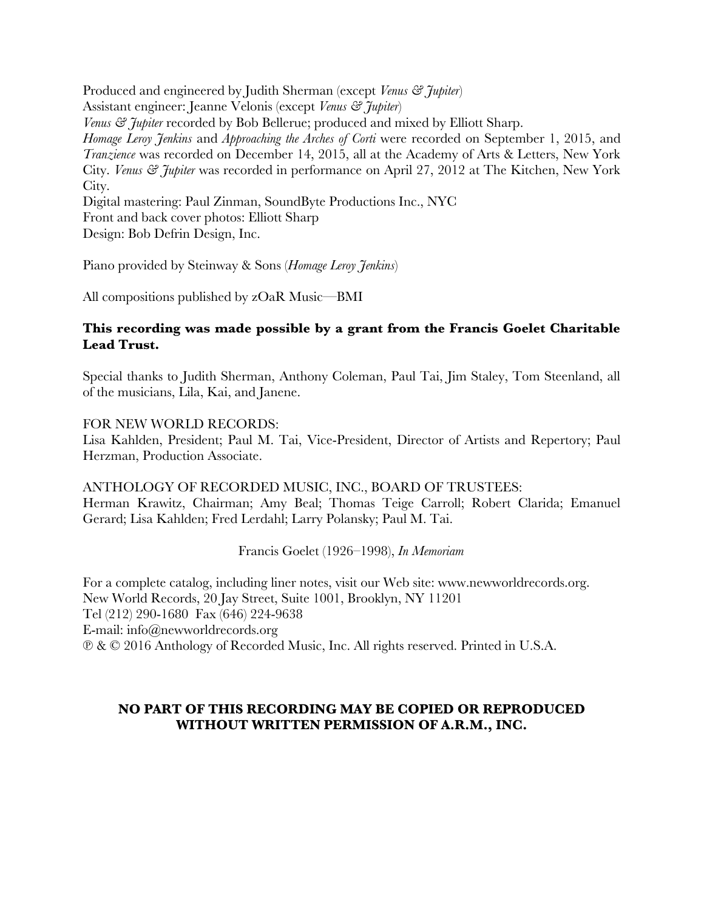Produced and engineered by Judith Sherman (except *Venus & Jupiter*)
Assistant engineer: Jeanne Velonis (except *Venus & Jupiter*)
*Venus & Jupiter* recorded by Bob Bellerue; produced and mixed by Elliott Sharp.
*Homage Leroy Jenkins* and *Approaching the Arches of Corti* were recorded on September 1, 2015, and *Tranzience* was recorded on December 14, 2015, all at the Academy of Arts & Letters, New York City. *Venus & Jupiter* was recorded in performance on April 27, 2012 at The Kitchen, New York City.
Digital mastering: Paul Zinman, SoundByte Productions Inc., NYC
Front and back cover photos: Elliott Sharp
Design: Bob Defrin Design, Inc.

Piano provided by Steinway & Sons (*Homage Leroy Jenkins*)

All compositions published by zOaR Music—BMI

**This recording was made possible by a grant from the Francis Goelet Charitable Lead Trust.**

Special thanks to Judith Sherman, Anthony Coleman, Paul Tai, Jim Staley, Tom Steenland, all of the musicians, Lila, Kai, and Janene.

FOR NEW WORLD RECORDS:
Lisa Kahlden, President; Paul M. Tai, Vice-President, Director of Artists and Repertory; Paul Herzman, Production Associate.

ANTHOLOGY OF RECORDED MUSIC, INC., BOARD OF TRUSTEES:
Herman Krawitz, Chairman; Amy Beal; Thomas Teige Carroll; Robert Clarida; Emanuel Gerard; Lisa Kahlden; Fred Lerdahl; Larry Polansky; Paul M. Tai.

Francis Goelet (1926–1998), *In Memoriam*

For a complete catalog, including liner notes, visit our Web site: www.newworldrecords.org.
New World Records, 20 Jay Street, Suite 1001, Brooklyn, NY 11201
Tel (212) 290-1680 Fax (646) 224-9638
E-mail: info@newworldrecords.org
℗ & © 2016 Anthology of Recorded Music, Inc. All rights reserved. Printed in U.S.A.

**NO PART OF THIS RECORDING MAY BE COPIED OR REPRODUCED WITHOUT WRITTEN PERMISSION OF A.R.M., INC.**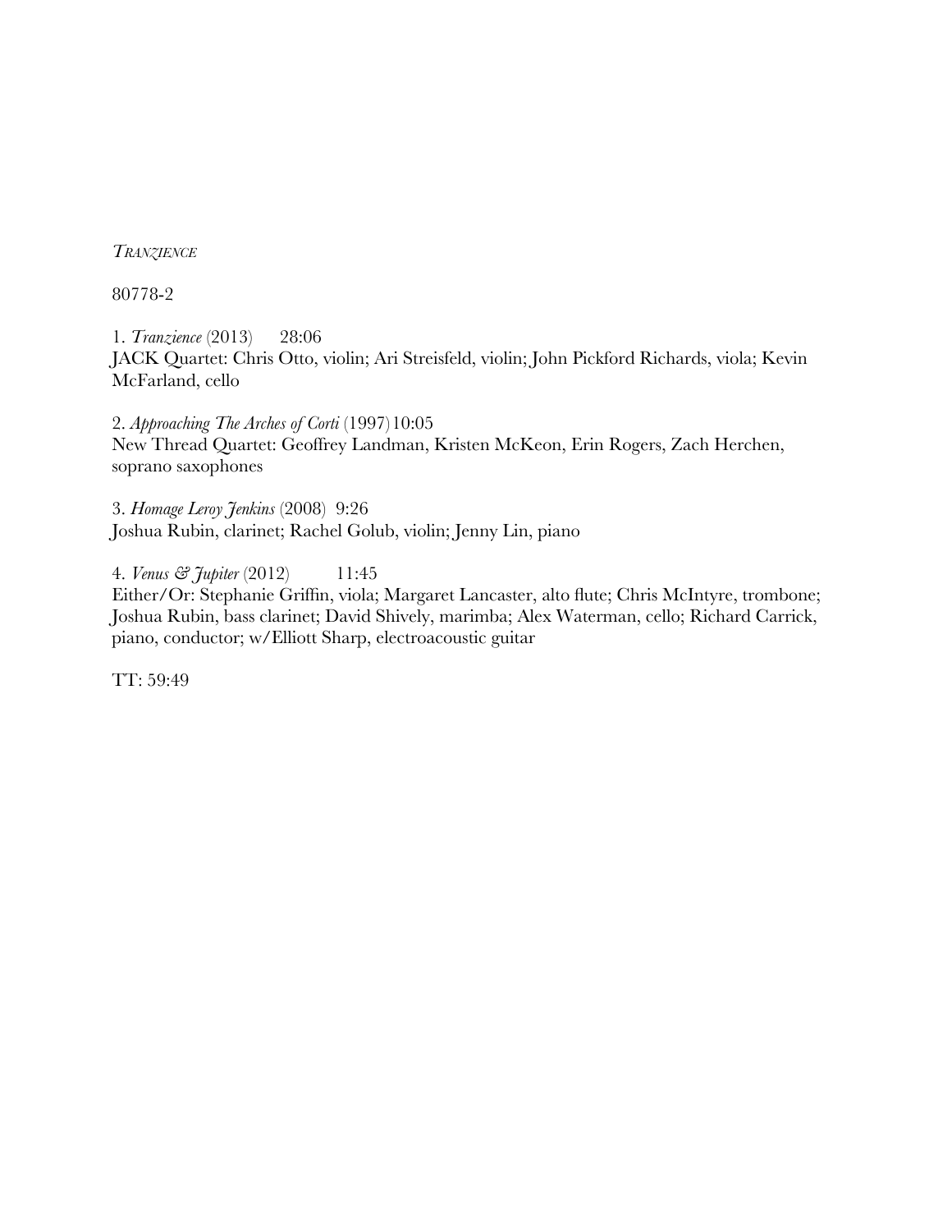*TRANZIENCE*

80778-2

1. *Tranzience* (2013) 28:06
JACK Quartet: Chris Otto, violin; Ari Streisfeld, violin; John Pickford Richards, viola; Kevin McFarland, cello

2. *Approaching The Arches of Corti* (1997) 10:05
New Thread Quartet: Geoffrey Landman, Kristen McKeon, Erin Rogers, Zach Herchen, soprano saxophones

3. *Homage Leroy Jenkins* (2008) 9:26
Joshua Rubin, clarinet; Rachel Golub, violin; Jenny Lin, piano

4. *Venus & Jupiter* (2012) 11:45
Either/Or: Stephanie Griffin, viola; Margaret Lancaster, alto flute; Chris McIntyre, trombone; Joshua Rubin, bass clarinet; David Shively, marimba; Alex Waterman, cello; Richard Carrick, piano, conductor; w/Elliott Sharp, electroacoustic guitar

TT: 59:49